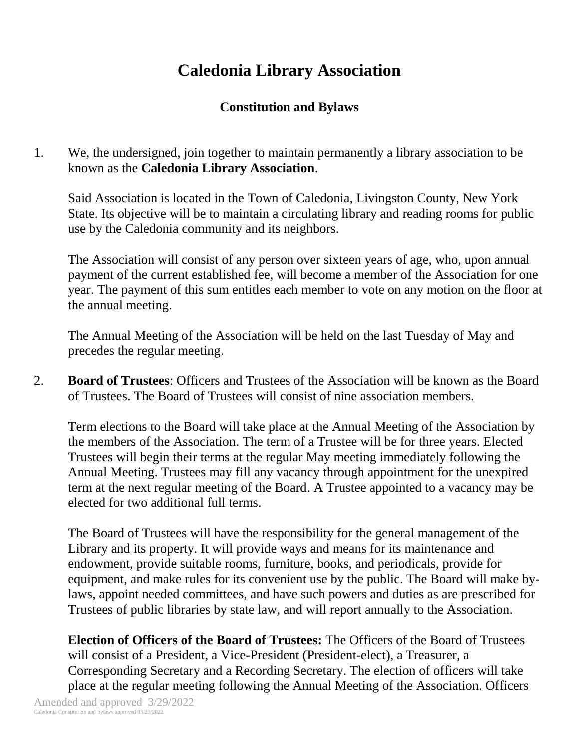# Caledonia Library Association

## Constitution and Bylaws

1. We, the undersigned, join together to maintain permanently a library association to be known as the **Caledonia Library Association**.

   Said Association is located in the Town of Caledonia, Livingston County, New York State. Its objective will be to maintain a circulating library and reading rooms for public use by the Caledonia community and its neighbors.

   The Association will consist of any person over sixteen years of age, who, upon annual payment of the current established fee, will become a member of the Association for one year. The payment of this sum entitles each member to vote on any motion on the floor at the annual meeting.

   The Annual Meeting of the Association will be held on the last Tuesday of May and precedes the regular meeting.

2. **Board of Trustees**: Officers and Trustees of the Association will be known as the Board of Trustees. The Board of Trustees will consist of nine association members.

   Term elections to the Board will take place at the Annual Meeting of the Association by the members of the Association. The term of a Trustee will be for three years. Elected Trustees will begin their terms at the regular May meeting immediately following the Annual Meeting. Trustees may fill any vacancy through appointment for the unexpired term at the next regular meeting of the Board. A Trustee appointed to a vacancy may be elected for two additional full terms.

   The Board of Trustees will have the responsibility for the general management of the Library and its property. It will provide ways and means for its maintenance and endowment, provide suitable rooms, furniture, books, and periodicals, provide for equipment, and make rules for its convenient use by the public. The Board will make by-laws, appoint needed committees, and have such powers and duties as are prescribed for Trustees of public libraries by state law, and will report annually to the Association.

   **Election of Officers of the Board of Trustees:** The Officers of the Board of Trustees will consist of a President, a Vice-President (President-elect), a Treasurer, a Corresponding Secretary and a Recording Secretary. The election of officers will take place at the regular meeting following the Annual Meeting of the Association. Officers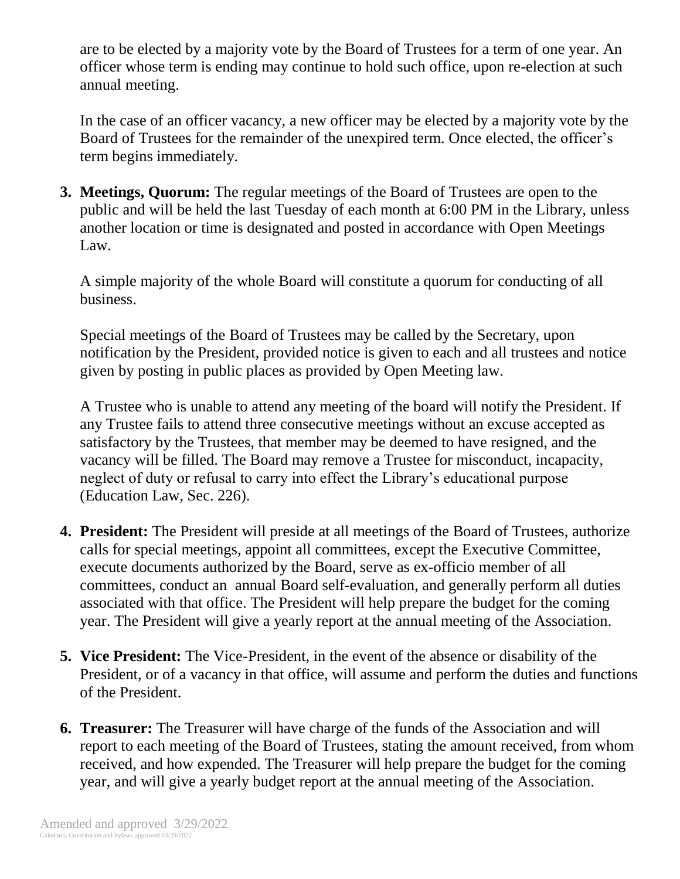are to be elected by a majority vote by the Board of Trustees for a term of one year. An officer whose term is ending may continue to hold such office, upon re-election at such annual meeting.

In the case of an officer vacancy, a new officer may be elected by a majority vote by the Board of Trustees for the remainder of the unexpired term. Once elected, the officer's term begins immediately.

3. **Meetings, Quorum:** The regular meetings of the Board of Trustees are open to the public and will be held the last Tuesday of each month at 6:00 PM in the Library, unless another location or time is designated and posted in accordance with Open Meetings Law.

   A simple majority of the whole Board will constitute a quorum for conducting of all business.

   Special meetings of the Board of Trustees may be called by the Secretary, upon notification by the President, provided notice is given to each and all trustees and notice given by posting in public places as provided by Open Meeting law.

   A Trustee who is unable to attend any meeting of the board will notify the President. If any Trustee fails to attend three consecutive meetings without an excuse accepted as satisfactory by the Trustees, that member may be deemed to have resigned, and the vacancy will be filled. The Board may remove a Trustee for misconduct, incapacity, neglect of duty or refusal to carry into effect the Library's educational purpose (Education Law, Sec. 226).

4. **President:** The President will preside at all meetings of the Board of Trustees, authorize calls for special meetings, appoint all committees, except the Executive Committee, execute documents authorized by the Board, serve as ex-officio member of all committees, conduct an annual Board self-evaluation, and generally perform all duties associated with that office. The President will help prepare the budget for the coming year. The President will give a yearly report at the annual meeting of the Association.

5. **Vice President:** The Vice-President, in the event of the absence or disability of the President, or of a vacancy in that office, will assume and perform the duties and functions of the President.

6. **Treasurer:** The Treasurer will have charge of the funds of the Association and will report to each meeting of the Board of Trustees, stating the amount received, from whom received, and how expended. The Treasurer will help prepare the budget for the coming year, and will give a yearly budget report at the annual meeting of the Association.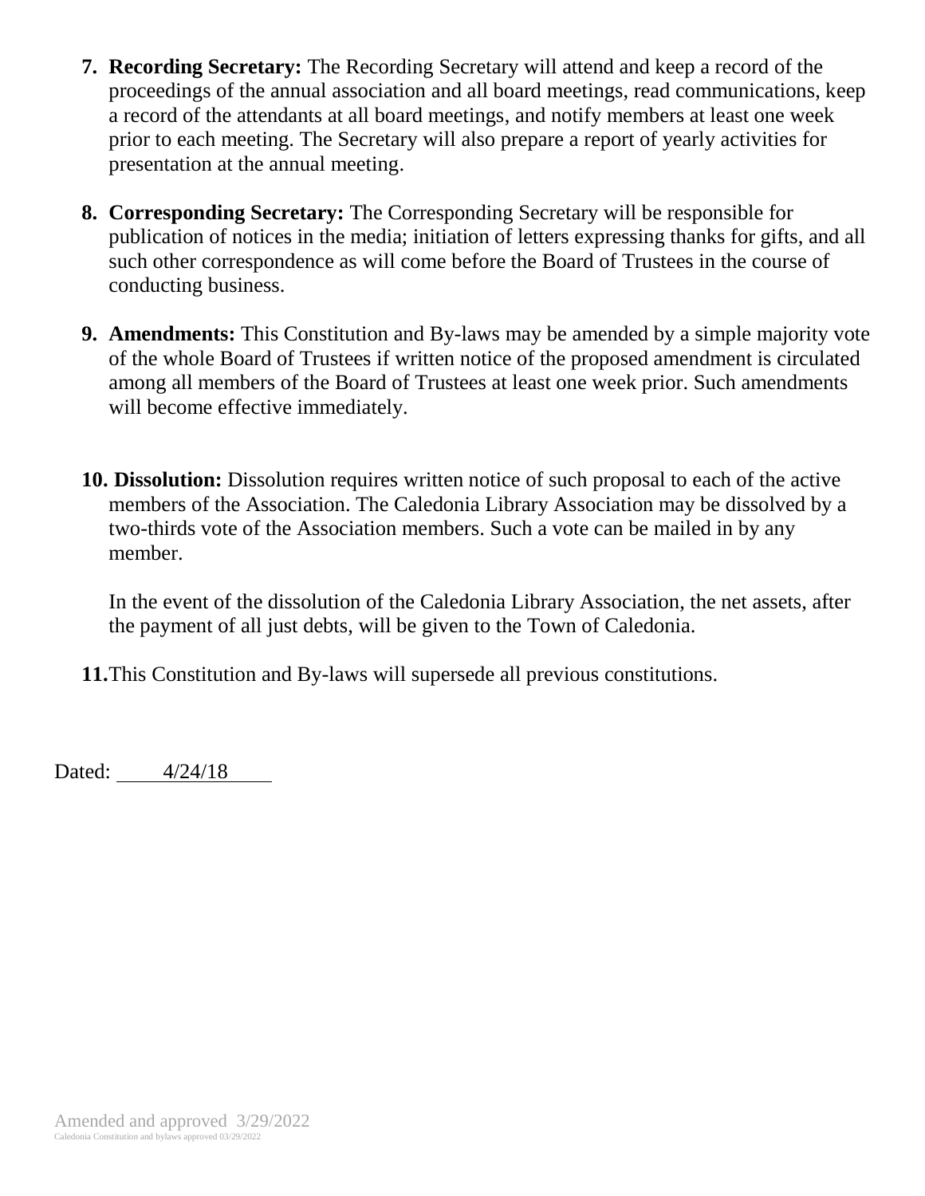7. **Recording Secretary:** The Recording Secretary will attend and keep a record of the proceedings of the annual association and all board meetings, read communications, keep a record of the attendants at all board meetings, and notify members at least one week prior to each meeting. The Secretary will also prepare a report of yearly activities for presentation at the annual meeting.

8. **Corresponding Secretary:** The Corresponding Secretary will be responsible for publication of notices in the media; initiation of letters expressing thanks for gifts, and all such other correspondence as will come before the Board of Trustees in the course of conducting business.

9. **Amendments:** This Constitution and By-laws may be amended by a simple majority vote of the whole Board of Trustees if written notice of the proposed amendment is circulated among all members of the Board of Trustees at least one week prior. Such amendments will become effective immediately.

10. **Dissolution:** Dissolution requires written notice of such proposal to each of the active members of the Association. The Caledonia Library Association may be dissolved by a two-thirds vote of the Association members. Such a vote can be mailed in by any member.

    In the event of the dissolution of the Caledonia Library Association, the net assets, after the payment of all just debts, will be given to the Town of Caledonia.

11. This Constitution and By-laws will supersede all previous constitutions.

Dated: 4/24/18

Amended and approved 3/29/2022

Caledonia Constitution and bylaws approved 03/29/2022